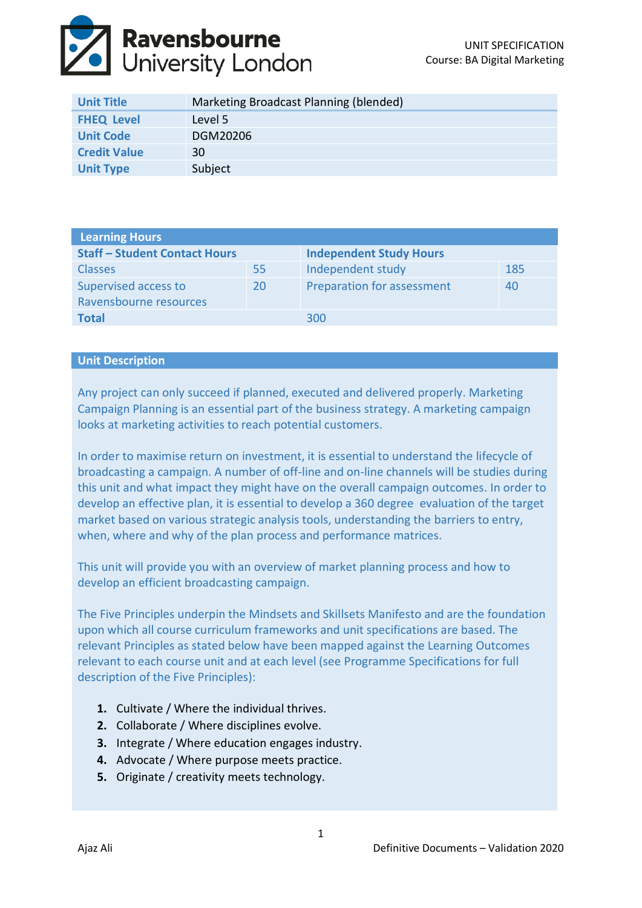Ravensbourne University London

UNIT SPECIFICATION
Course: BA Digital Marketing

| **Unit Title** | Marketing Broadcast Planning (blended) |
|---|---|
| **FHEQ Level** | Level 5 |
| **Unit Code** | DGM20206 |
| **Credit Value** | 30 |
| **Unit Type** | Subject |

| **Learning Hours** | | | |
|---|---|---|---|
| **Staff – Student Contact Hours** | | **Independent Study Hours** | |
| Classes | 55 | Independent study | 185 |
| Supervised access to Ravensbourne resources | 20 | Preparation for assessment | 40 |
| **Total** | | 300 | |

## Unit Description

Any project can only succeed if planned, executed and delivered properly. Marketing Campaign Planning is an essential part of the business strategy. A marketing campaign looks at marketing activities to reach potential customers.

In order to maximise return on investment, it is essential to understand the lifecycle of broadcasting a campaign. A number of off-line and on-line channels will be studies during this unit and what impact they might have on the overall campaign outcomes. In order to develop an effective plan, it is essential to develop a 360 degree evaluation of the target market based on various strategic analysis tools, understanding the barriers to entry, when, where and why of the plan process and performance matrices.

This unit will provide you with an overview of market planning process and how to develop an efficient broadcasting campaign.

The Five Principles underpin the Mindsets and Skillsets Manifesto and are the foundation upon which all course curriculum frameworks and unit specifications are based. The relevant Principles as stated below have been mapped against the Learning Outcomes relevant to each course unit and at each level (see Programme Specifications for full description of the Five Principles):

1. Cultivate / Where the individual thrives.
2. Collaborate / Where disciplines evolve.
3. Integrate / Where education engages industry.
4. Advocate / Where purpose meets practice.
5. Originate / creativity meets technology.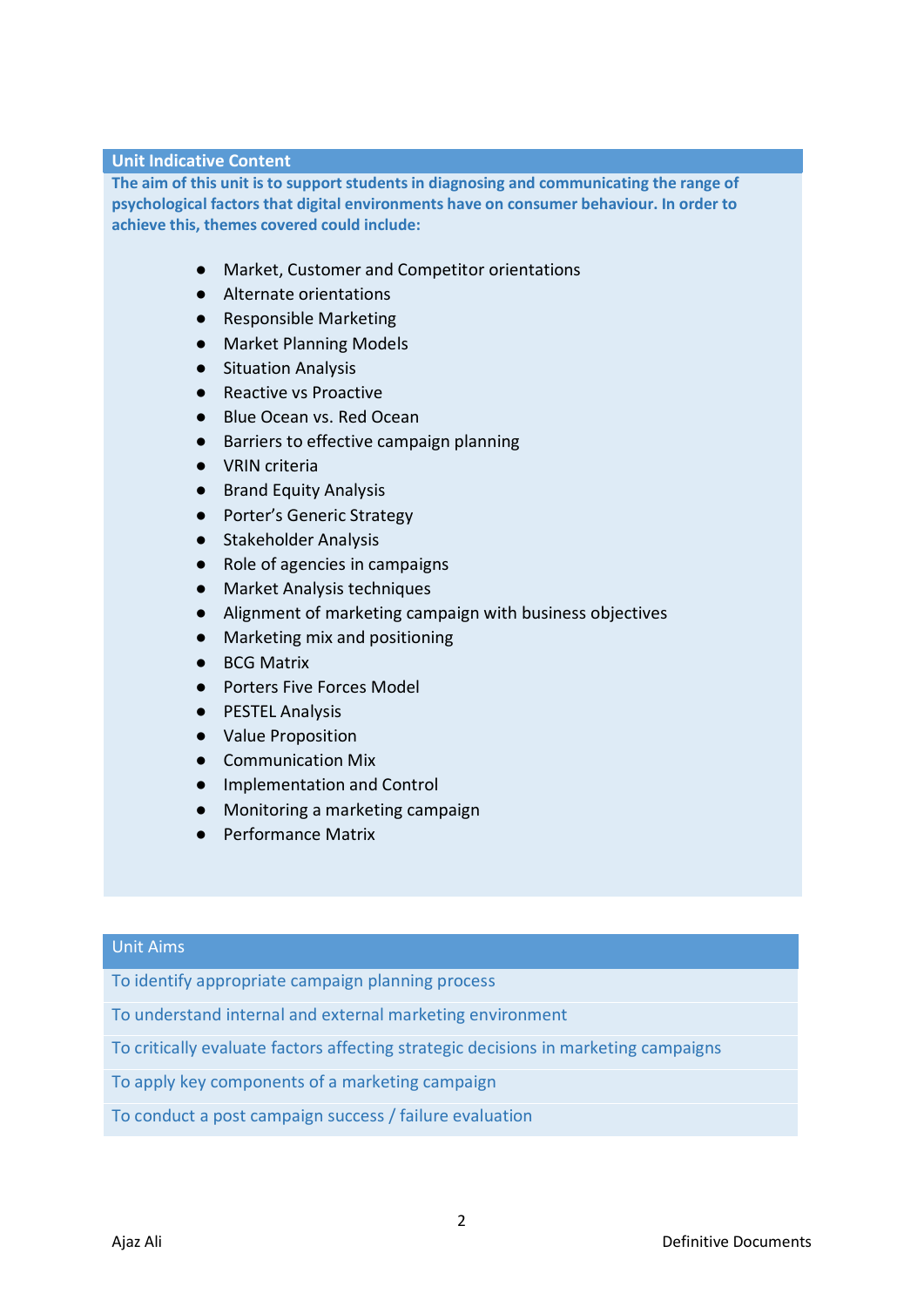## Unit Indicative Content

**The aim of this unit is to support students in diagnosing and communicating the range of psychological factors that digital environments have on consumer behaviour. In order to achieve this, themes covered could include:**

- Market, Customer and Competitor orientations
- Alternate orientations
- Responsible Marketing
- Market Planning Models
- Situation Analysis
- Reactive vs Proactive
- Blue Ocean vs. Red Ocean
- Barriers to effective campaign planning
- VRIN criteria
- Brand Equity Analysis
- Porter's Generic Strategy
- Stakeholder Analysis
- Role of agencies in campaigns
- Market Analysis techniques
- Alignment of marketing campaign with business objectives
- Marketing mix and positioning
- BCG Matrix
- Porters Five Forces Model
- PESTEL Analysis
- Value Proposition
- Communication Mix
- Implementation and Control
- Monitoring a marketing campaign
- Performance Matrix

| Unit Aims |
| --- |
| To identify appropriate campaign planning process |
| To understand internal and external marketing environment |
| To critically evaluate factors affecting strategic decisions in marketing campaigns |
| To apply key components of a marketing campaign |
| To conduct a post campaign success / failure evaluation |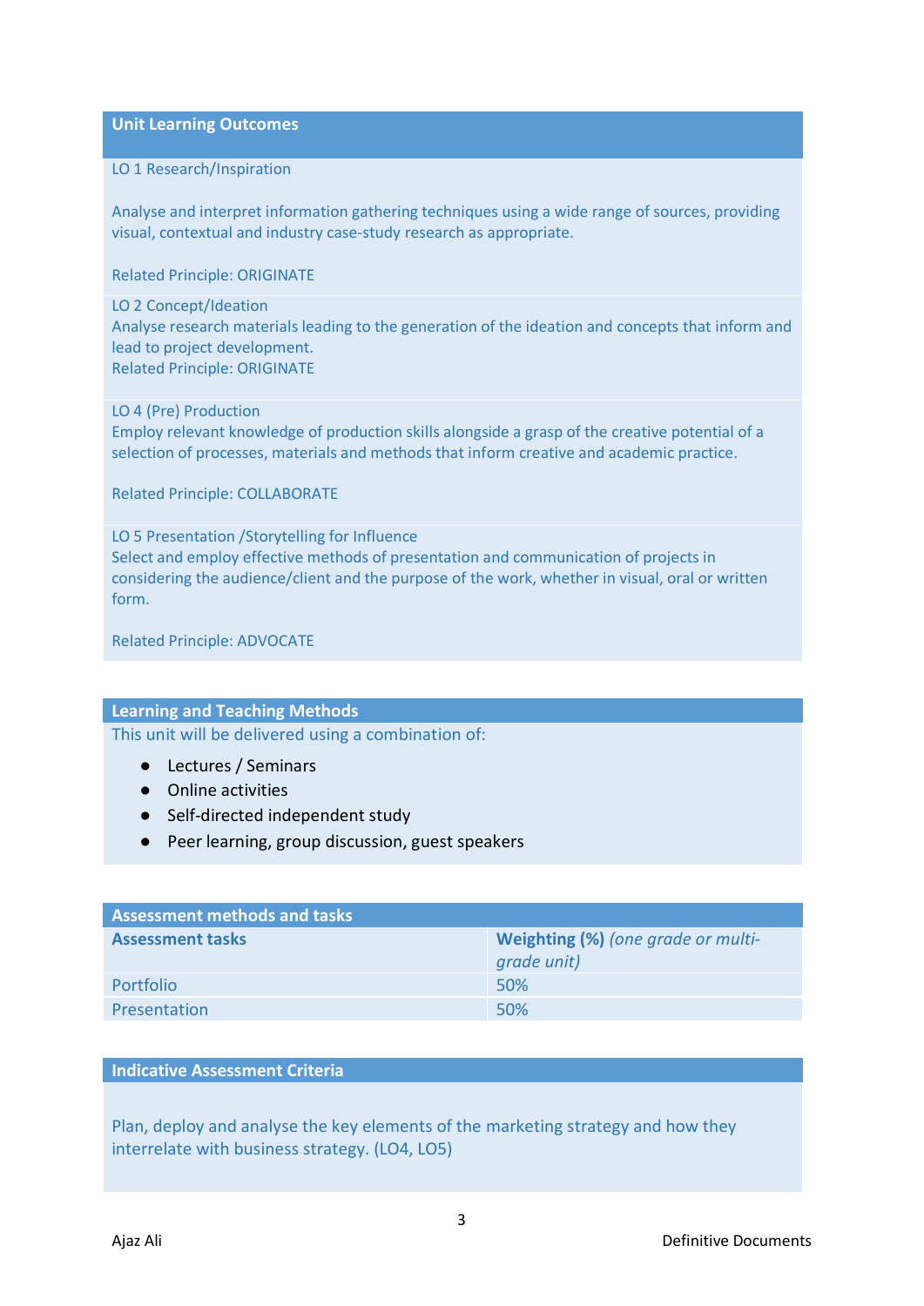## Unit Learning Outcomes

LO 1 Research/Inspiration

Analyse and interpret information gathering techniques using a wide range of sources, providing visual, contextual and industry case-study research as appropriate.

Related Principle: ORIGINATE

LO 2 Concept/Ideation
Analyse research materials leading to the generation of the ideation and concepts that inform and lead to project development.
Related Principle: ORIGINATE

LO 4 (Pre) Production
Employ relevant knowledge of production skills alongside a grasp of the creative potential of a selection of processes, materials and methods that inform creative and academic practice.

Related Principle: COLLABORATE

LO 5 Presentation /Storytelling for Influence
Select and employ effective methods of presentation and communication of projects in considering the audience/client and the purpose of the work, whether in visual, oral or written form.

Related Principle: ADVOCATE

## Learning and Teaching Methods

This unit will be delivered using a combination of:

- Lectures / Seminars
- Online activities
- Self-directed independent study
- Peer learning, group discussion, guest speakers

## Assessment methods and tasks

| **Assessment tasks** | **Weighting (%)** *(one grade or multi-grade unit)* |
|---|---|
| Portfolio | 50% |
| Presentation | 50% |

## Indicative Assessment Criteria

Plan, deploy and analyse the key elements of the marketing strategy and how they interrelate with business strategy. (LO4, LO5)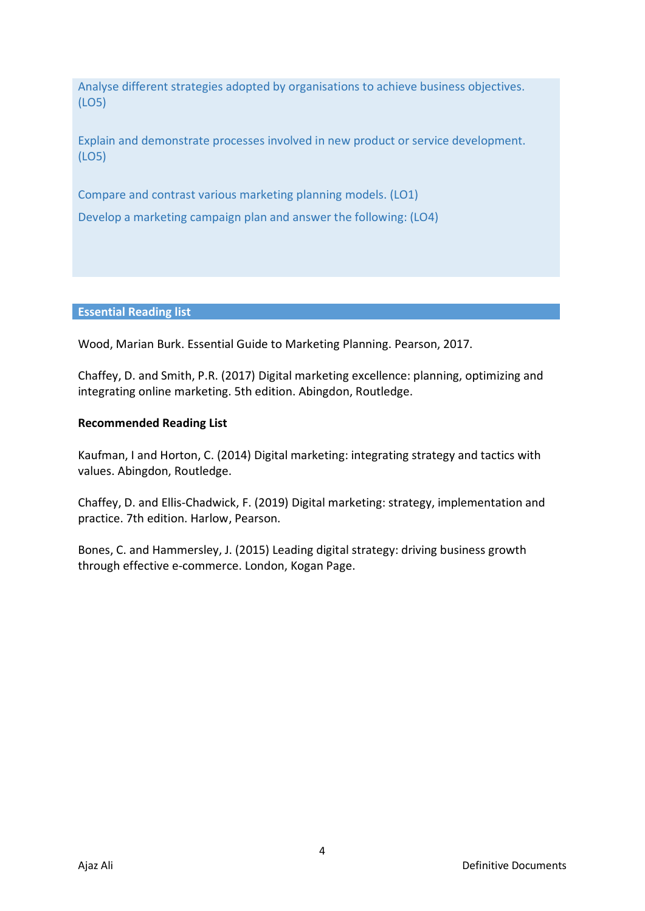Analyse different strategies adopted by organisations to achieve business objectives. (LO5)

Explain and demonstrate processes involved in new product or service development. (LO5)

Compare and contrast various marketing planning models. (LO1)

Develop a marketing campaign plan and answer the following: (LO4)

## Essential Reading list

Wood, Marian Burk. Essential Guide to Marketing Planning. Pearson, 2017.

Chaffey, D. and Smith, P.R. (2017) Digital marketing excellence: planning, optimizing and integrating online marketing. 5th edition. Abingdon, Routledge.

**Recommended Reading List**

Kaufman, I and Horton, C. (2014) Digital marketing: integrating strategy and tactics with values. Abingdon, Routledge.

Chaffey, D. and Ellis-Chadwick, F. (2019) Digital marketing: strategy, implementation and practice. 7th edition. Harlow, Pearson.

Bones, C. and Hammersley, J. (2015) Leading digital strategy: driving business growth through effective e-commerce. London, Kogan Page.